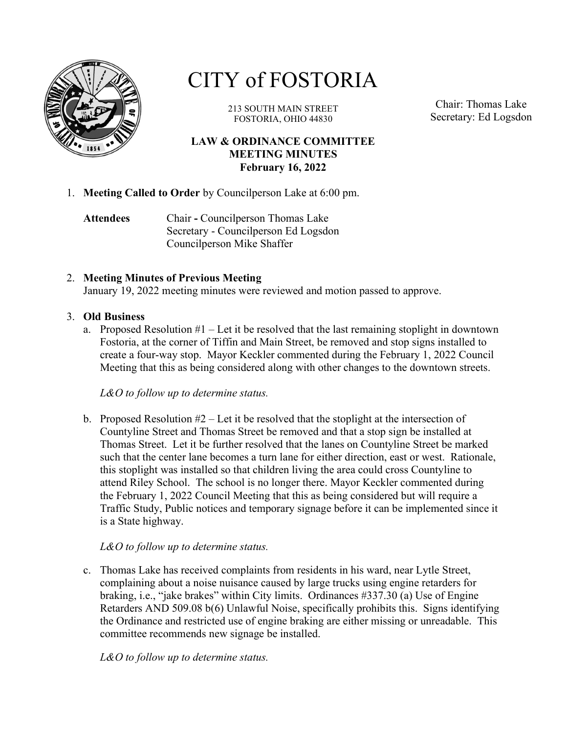# CITY of FOSTORIA

213 SOUTH MAIN STREET
FOSTORIA, OHIO 44830

Chair: Thomas Lake
Secretary: Ed Logsdon

**LAW & ORDINANCE COMMITTEE**
**MEETING MINUTES**
**February 16, 2022**

1. **Meeting Called to Order** by Councilperson Lake at 6:00 pm.

   **Attendees** Chair **-** Councilperson Thomas Lake
   Secretary - Councilperson Ed Logsdon
   Councilperson Mike Shaffer

2. **Meeting Minutes of Previous Meeting**
   January 19, 2022 meeting minutes were reviewed and motion passed to approve.

3. **Old Business**
   a. Proposed Resolution #1 – Let it be resolved that the last remaining stoplight in downtown Fostoria, at the corner of Tiffin and Main Street, be removed and stop signs installed to create a four-way stop. Mayor Keckler commented during the February 1, 2022 Council Meeting that this as being considered along with other changes to the downtown streets.

      *L&O to follow up to determine status.*

   b. Proposed Resolution #2 – Let it be resolved that the stoplight at the intersection of Countyline Street and Thomas Street be removed and that a stop sign be installed at Thomas Street. Let it be further resolved that the lanes on Countyline Street be marked such that the center lane becomes a turn lane for either direction, east or west. Rationale, this stoplight was installed so that children living the area could cross Countyline to attend Riley School. The school is no longer there. Mayor Keckler commented during the February 1, 2022 Council Meeting that this as being considered but will require a Traffic Study, Public notices and temporary signage before it can be implemented since it is a State highway.

      *L&O to follow up to determine status.*

   c. Thomas Lake has received complaints from residents in his ward, near Lytle Street, complaining about a noise nuisance caused by large trucks using engine retarders for braking, i.e., "jake brakes" within City limits. Ordinances #337.30 (a) Use of Engine Retarders AND 509.08 b(6) Unlawful Noise, specifically prohibits this. Signs identifying the Ordinance and restricted use of engine braking are either missing or unreadable. This committee recommends new signage be installed.

      *L&O to follow up to determine status.*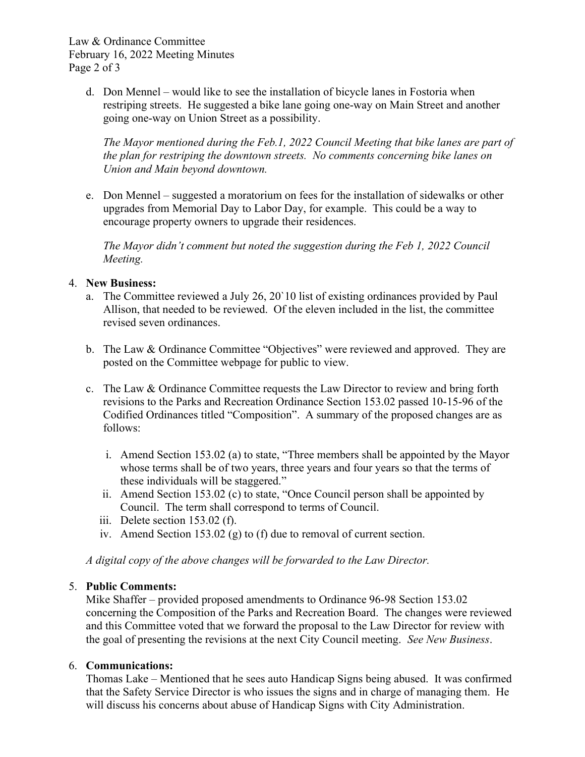d. Don Mennel – would like to see the installation of bicycle lanes in Fostoria when restriping streets. He suggested a bike lane going one-way on Main Street and another going one-way on Union Street as a possibility.

   *The Mayor mentioned during the Feb.1, 2022 Council Meeting that bike lanes are part of the plan for restriping the downtown streets. No comments concerning bike lanes on Union and Main beyond downtown.*

e. Don Mennel – suggested a moratorium on fees for the installation of sidewalks or other upgrades from Memorial Day to Labor Day, for example. This could be a way to encourage property owners to upgrade their residences.

   *The Mayor didn't comment but noted the suggestion during the Feb 1, 2022 Council Meeting.*

4. **New Business:**
   a. The Committee reviewed a July 26, 20`10 list of existing ordinances provided by Paul Allison, that needed to be reviewed. Of the eleven included in the list, the committee revised seven ordinances.

   b. The Law & Ordinance Committee "Objectives" were reviewed and approved. They are posted on the Committee webpage for public to view.

   c. The Law & Ordinance Committee requests the Law Director to review and bring forth revisions to the Parks and Recreation Ordinance Section 153.02 passed 10-15-96 of the Codified Ordinances titled "Composition". A summary of the proposed changes are as follows:

      i. Amend Section 153.02 (a) to state, "Three members shall be appointed by the Mayor whose terms shall be of two years, three years and four years so that the terms of these individuals will be staggered."
      ii. Amend Section 153.02 (c) to state, "Once Council person shall be appointed by Council. The term shall correspond to terms of Council.
      iii. Delete section 153.02 (f).
      iv. Amend Section 153.02 (g) to (f) due to removal of current section.

   *A digital copy of the above changes will be forwarded to the Law Director.*

5. **Public Comments:**
   Mike Shaffer – provided proposed amendments to Ordinance 96-98 Section 153.02 concerning the Composition of the Parks and Recreation Board. The changes were reviewed and this Committee voted that we forward the proposal to the Law Director for review with the goal of presenting the revisions at the next City Council meeting. *See New Business*.

6. **Communications:**
   Thomas Lake – Mentioned that he sees auto Handicap Signs being abused. It was confirmed that the Safety Service Director is who issues the signs and in charge of managing them. He will discuss his concerns about abuse of Handicap Signs with City Administration.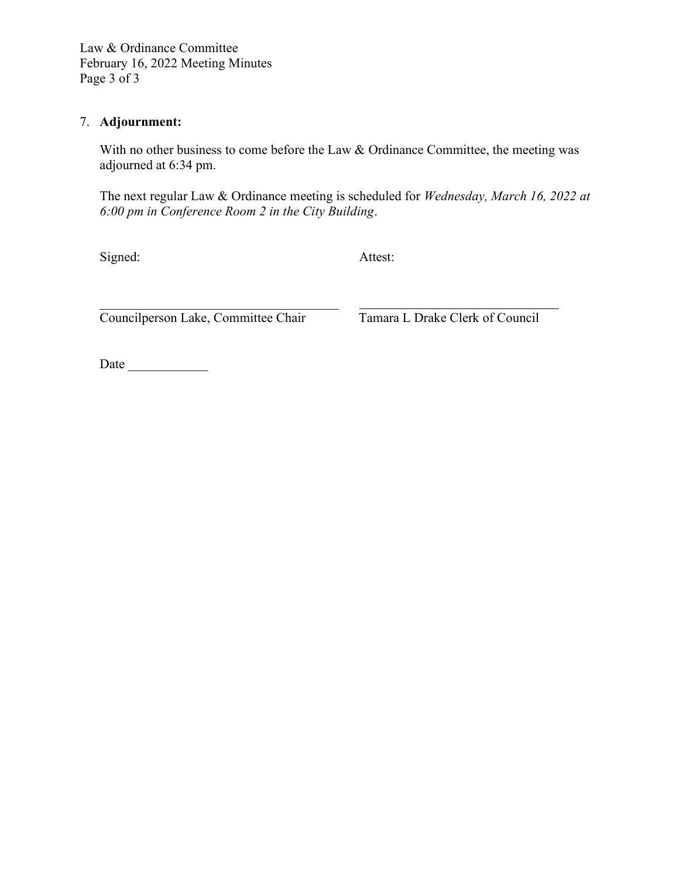7. **Adjournment:**

   With no other business to come before the Law & Ordinance Committee, the meeting was adjourned at 6:34 pm.

   The next regular Law & Ordinance meeting is scheduled for *Wednesday, March 16, 2022 at 6:00 pm in Conference Room 2 in the City Building*.

Signed: Attest:

_________________________________ _________________________________

Councilperson Lake, Committee Chair Tamara L Drake Clerk of Council

Date ____________